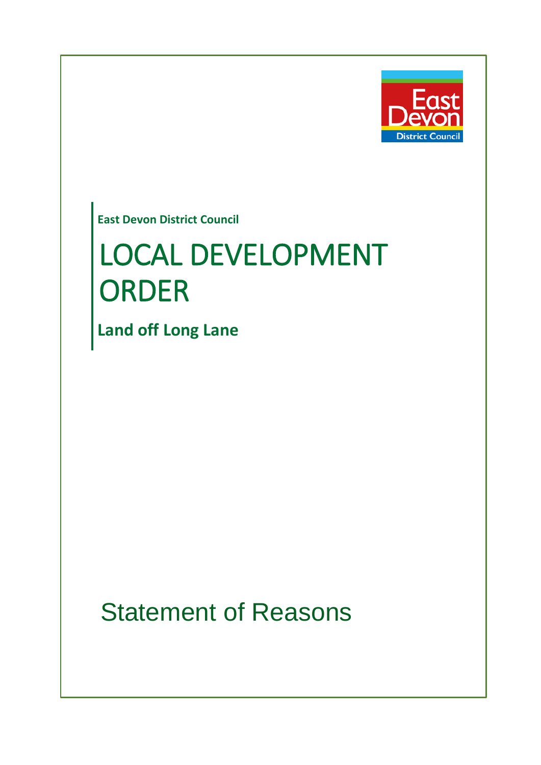East Devon District Council

**East Devon District Council**

# LOCAL DEVELOPMENT ORDER

**Land off Long Lane**

## Statement of Reasons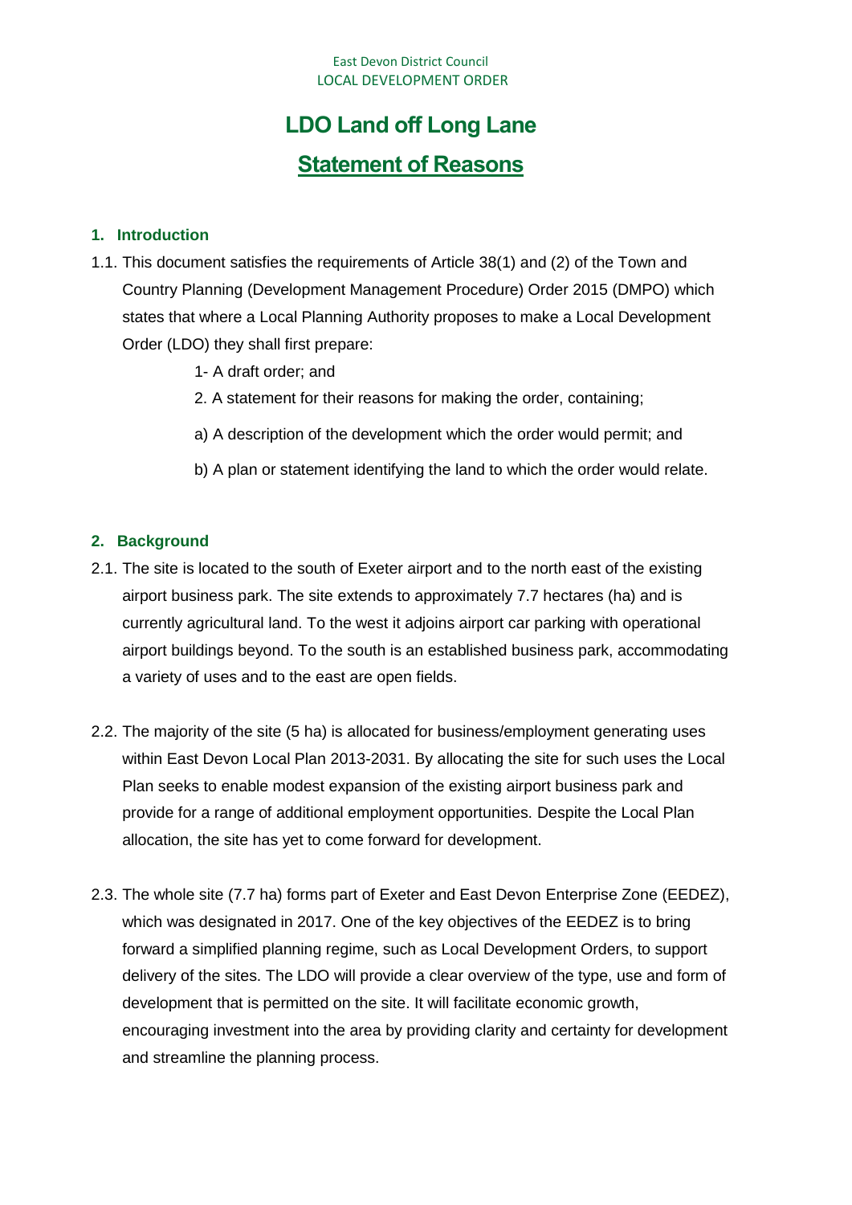East Devon District Council
LOCAL DEVELOPMENT ORDER

# LDO Land off Long Lane

## Statement of Reasons

### 1. Introduction

1.1. This document satisfies the requirements of Article 38(1) and (2) of the Town and Country Planning (Development Management Procedure) Order 2015 (DMPO) which states that where a Local Planning Authority proposes to make a Local Development Order (LDO) they shall first prepare:

1- A draft order; and

2. A statement for their reasons for making the order, containing;

a) A description of the development which the order would permit; and

b) A plan or statement identifying the land to which the order would relate.

### 2. Background

2.1. The site is located to the south of Exeter airport and to the north east of the existing airport business park. The site extends to approximately 7.7 hectares (ha) and is currently agricultural land. To the west it adjoins airport car parking with operational airport buildings beyond. To the south is an established business park, accommodating a variety of uses and to the east are open fields.

2.2. The majority of the site (5 ha) is allocated for business/employment generating uses within East Devon Local Plan 2013-2031. By allocating the site for such uses the Local Plan seeks to enable modest expansion of the existing airport business park and provide for a range of additional employment opportunities. Despite the Local Plan allocation, the site has yet to come forward for development.

2.3. The whole site (7.7 ha) forms part of Exeter and East Devon Enterprise Zone (EEDEZ), which was designated in 2017. One of the key objectives of the EEDEZ is to bring forward a simplified planning regime, such as Local Development Orders, to support delivery of the sites. The LDO will provide a clear overview of the type, use and form of development that is permitted on the site. It will facilitate economic growth, encouraging investment into the area by providing clarity and certainty for development and streamline the planning process.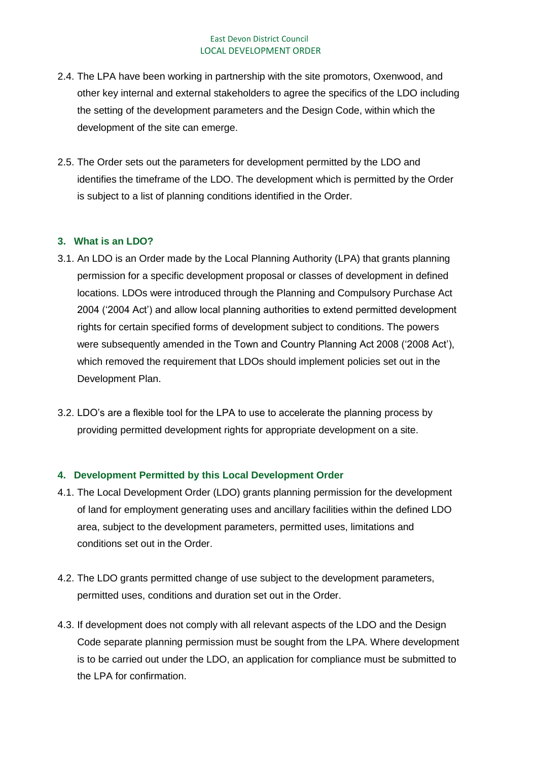2.4. The LPA have been working in partnership with the site promotors, Oxenwood, and other key internal and external stakeholders to agree the specifics of the LDO including the setting of the development parameters and the Design Code, within which the development of the site can emerge.

2.5. The Order sets out the parameters for development permitted by the LDO and identifies the timeframe of the LDO. The development which is permitted by the Order is subject to a list of planning conditions identified in the Order.

## 3. What is an LDO?

3.1. An LDO is an Order made by the Local Planning Authority (LPA) that grants planning permission for a specific development proposal or classes of development in defined locations. LDOs were introduced through the Planning and Compulsory Purchase Act 2004 ('2004 Act') and allow local planning authorities to extend permitted development rights for certain specified forms of development subject to conditions. The powers were subsequently amended in the Town and Country Planning Act 2008 ('2008 Act'), which removed the requirement that LDOs should implement policies set out in the Development Plan.

3.2. LDO's are a flexible tool for the LPA to use to accelerate the planning process by providing permitted development rights for appropriate development on a site.

## 4. Development Permitted by this Local Development Order

4.1. The Local Development Order (LDO) grants planning permission for the development of land for employment generating uses and ancillary facilities within the defined LDO area, subject to the development parameters, permitted uses, limitations and conditions set out in the Order.

4.2. The LDO grants permitted change of use subject to the development parameters, permitted uses, conditions and duration set out in the Order.

4.3. If development does not comply with all relevant aspects of the LDO and the Design Code separate planning permission must be sought from the LPA. Where development is to be carried out under the LDO, an application for compliance must be submitted to the LPA for confirmation.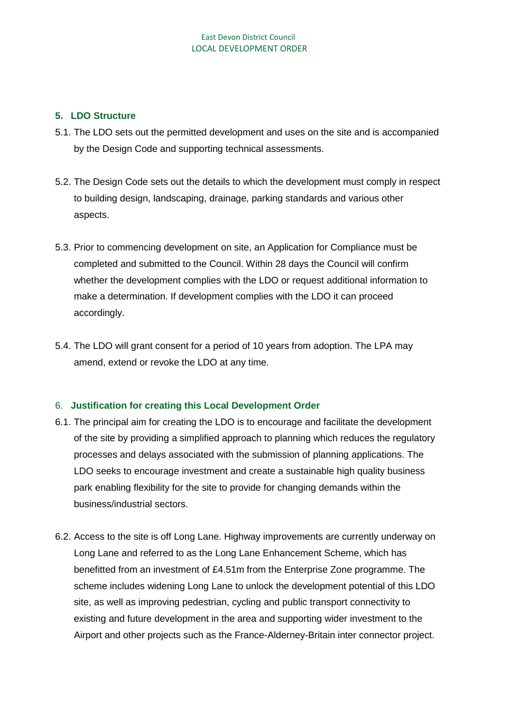## 5. LDO Structure

5.1. The LDO sets out the permitted development and uses on the site and is accompanied by the Design Code and supporting technical assessments.

5.2. The Design Code sets out the details to which the development must comply in respect to building design, landscaping, drainage, parking standards and various other aspects.

5.3. Prior to commencing development on site, an Application for Compliance must be completed and submitted to the Council. Within 28 days the Council will confirm whether the development complies with the LDO or request additional information to make a determination. If development complies with the LDO it can proceed accordingly.

5.4. The LDO will grant consent for a period of 10 years from adoption. The LPA may amend, extend or revoke the LDO at any time.

## 6. Justification for creating this Local Development Order

6.1. The principal aim for creating the LDO is to encourage and facilitate the development of the site by providing a simplified approach to planning which reduces the regulatory processes and delays associated with the submission of planning applications. The LDO seeks to encourage investment and create a sustainable high quality business park enabling flexibility for the site to provide for changing demands within the business/industrial sectors.

6.2. Access to the site is off Long Lane. Highway improvements are currently underway on Long Lane and referred to as the Long Lane Enhancement Scheme, which has benefitted from an investment of £4.51m from the Enterprise Zone programme. The scheme includes widening Long Lane to unlock the development potential of this LDO site, as well as improving pedestrian, cycling and public transport connectivity to existing and future development in the area and supporting wider investment to the Airport and other projects such as the France-Alderney-Britain inter connector project.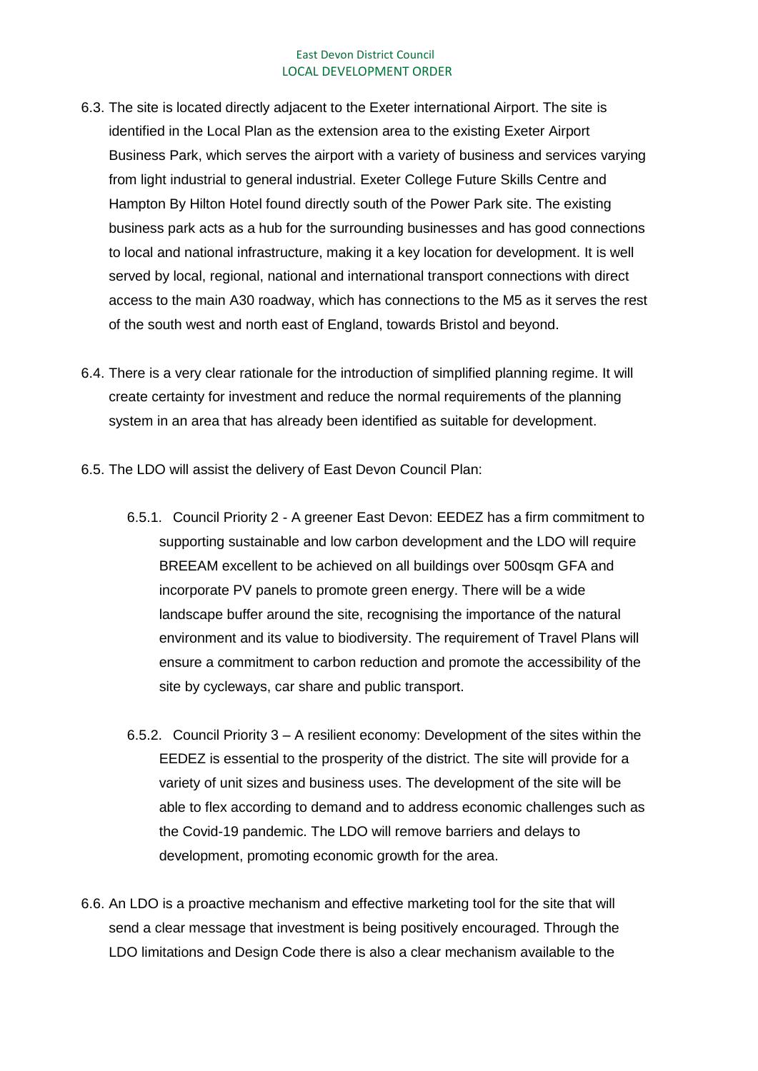6.3. The site is located directly adjacent to the Exeter international Airport. The site is identified in the Local Plan as the extension area to the existing Exeter Airport Business Park, which serves the airport with a variety of business and services varying from light industrial to general industrial. Exeter College Future Skills Centre and Hampton By Hilton Hotel found directly south of the Power Park site. The existing business park acts as a hub for the surrounding businesses and has good connections to local and national infrastructure, making it a key location for development. It is well served by local, regional, national and international transport connections with direct access to the main A30 roadway, which has connections to the M5 as it serves the rest of the south west and north east of England, towards Bristol and beyond.

6.4. There is a very clear rationale for the introduction of simplified planning regime. It will create certainty for investment and reduce the normal requirements of the planning system in an area that has already been identified as suitable for development.

6.5. The LDO will assist the delivery of East Devon Council Plan:

6.5.1. Council Priority 2 - A greener East Devon: EEDEZ has a firm commitment to supporting sustainable and low carbon development and the LDO will require BREEAM excellent to be achieved on all buildings over 500sqm GFA and incorporate PV panels to promote green energy. There will be a wide landscape buffer around the site, recognising the importance of the natural environment and its value to biodiversity. The requirement of Travel Plans will ensure a commitment to carbon reduction and promote the accessibility of the site by cycleways, car share and public transport.

6.5.2. Council Priority 3 – A resilient economy: Development of the sites within the EEDEZ is essential to the prosperity of the district. The site will provide for a variety of unit sizes and business uses. The development of the site will be able to flex according to demand and to address economic challenges such as the Covid-19 pandemic. The LDO will remove barriers and delays to development, promoting economic growth for the area.

6.6. An LDO is a proactive mechanism and effective marketing tool for the site that will send a clear message that investment is being positively encouraged. Through the LDO limitations and Design Code there is also a clear mechanism available to the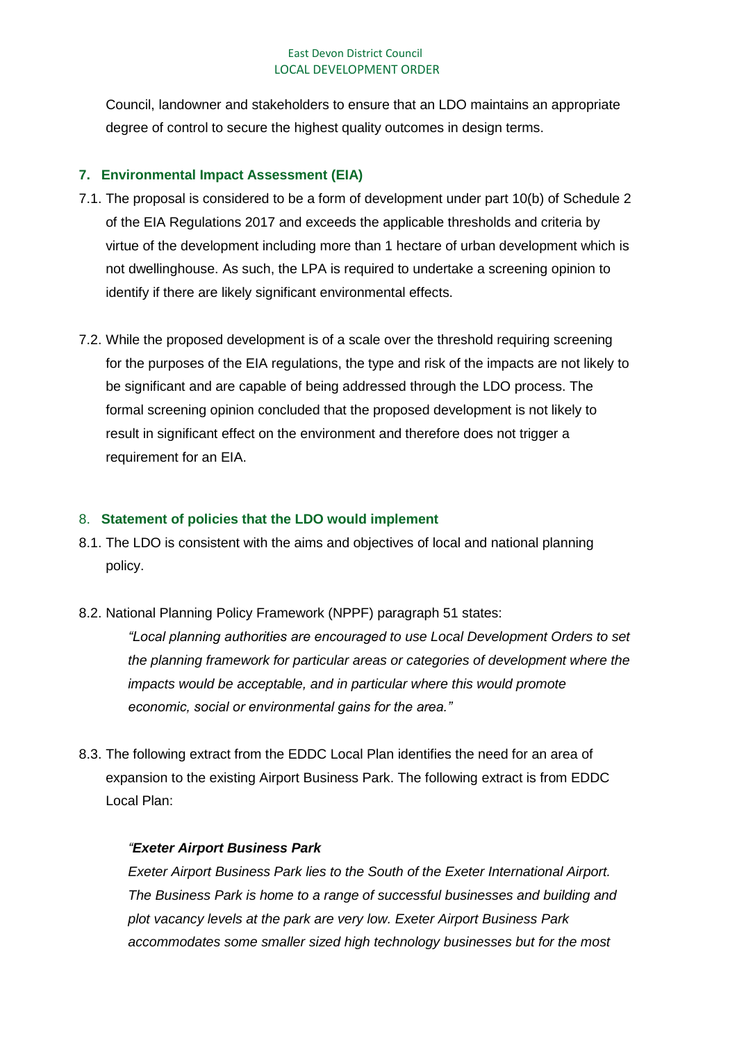Council, landowner and stakeholders to ensure that an LDO maintains an appropriate degree of control to secure the highest quality outcomes in design terms.

## 7. Environmental Impact Assessment (EIA)

7.1. The proposal is considered to be a form of development under part 10(b) of Schedule 2 of the EIA Regulations 2017 and exceeds the applicable thresholds and criteria by virtue of the development including more than 1 hectare of urban development which is not dwellinghouse. As such, the LPA is required to undertake a screening opinion to identify if there are likely significant environmental effects.

7.2. While the proposed development is of a scale over the threshold requiring screening for the purposes of the EIA regulations, the type and risk of the impacts are not likely to be significant and are capable of being addressed through the LDO process. The formal screening opinion concluded that the proposed development is not likely to result in significant effect on the environment and therefore does not trigger a requirement for an EIA.

## 8. Statement of policies that the LDO would implement

8.1. The LDO is consistent with the aims and objectives of local and national planning policy.

8.2. National Planning Policy Framework (NPPF) paragraph 51 states:

> *"Local planning authorities are encouraged to use Local Development Orders to set the planning framework for particular areas or categories of development where the impacts would be acceptable, and in particular where this would promote economic, social or environmental gains for the area."*

8.3. The following extract from the EDDC Local Plan identifies the need for an area of expansion to the existing Airport Business Park. The following extract is from EDDC Local Plan:

> *"**Exeter Airport Business Park***
>
> *Exeter Airport Business Park lies to the South of the Exeter International Airport. The Business Park is home to a range of successful businesses and building and plot vacancy levels at the park are very low. Exeter Airport Business Park accommodates some smaller sized high technology businesses but for the most*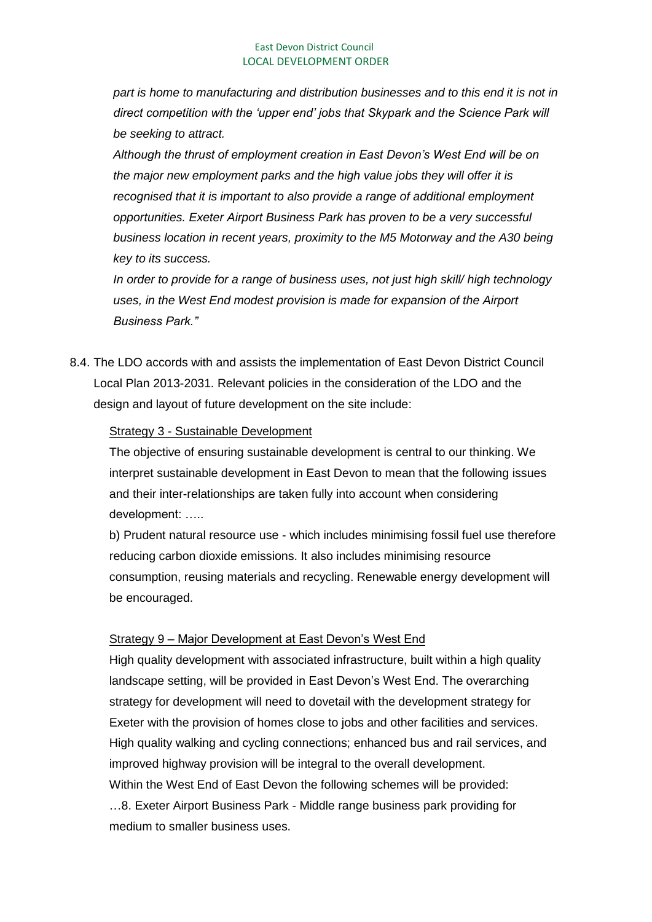*part is home to manufacturing and distribution businesses and to this end it is not in direct competition with the 'upper end' jobs that Skypark and the Science Park will be seeking to attract.*

*Although the thrust of employment creation in East Devon's West End will be on the major new employment parks and the high value jobs they will offer it is recognised that it is important to also provide a range of additional employment opportunities. Exeter Airport Business Park has proven to be a very successful business location in recent years, proximity to the M5 Motorway and the A30 being key to its success.*

*In order to provide for a range of business uses, not just high skill/ high technology uses, in the West End modest provision is made for expansion of the Airport Business Park."*

8.4. The LDO accords with and assists the implementation of East Devon District Council Local Plan 2013-2031. Relevant policies in the consideration of the LDO and the design and layout of future development on the site include:

Strategy 3 - Sustainable Development

The objective of ensuring sustainable development is central to our thinking. We interpret sustainable development in East Devon to mean that the following issues and their inter-relationships are taken fully into account when considering development: …..

b) Prudent natural resource use - which includes minimising fossil fuel use therefore reducing carbon dioxide emissions. It also includes minimising resource consumption, reusing materials and recycling. Renewable energy development will be encouraged.

Strategy 9 – Major Development at East Devon's West End

High quality development with associated infrastructure, built within a high quality landscape setting, will be provided in East Devon's West End. The overarching strategy for development will need to dovetail with the development strategy for Exeter with the provision of homes close to jobs and other facilities and services. High quality walking and cycling connections; enhanced bus and rail services, and improved highway provision will be integral to the overall development.

Within the West End of East Devon the following schemes will be provided:

…8. Exeter Airport Business Park - Middle range business park providing for medium to smaller business uses.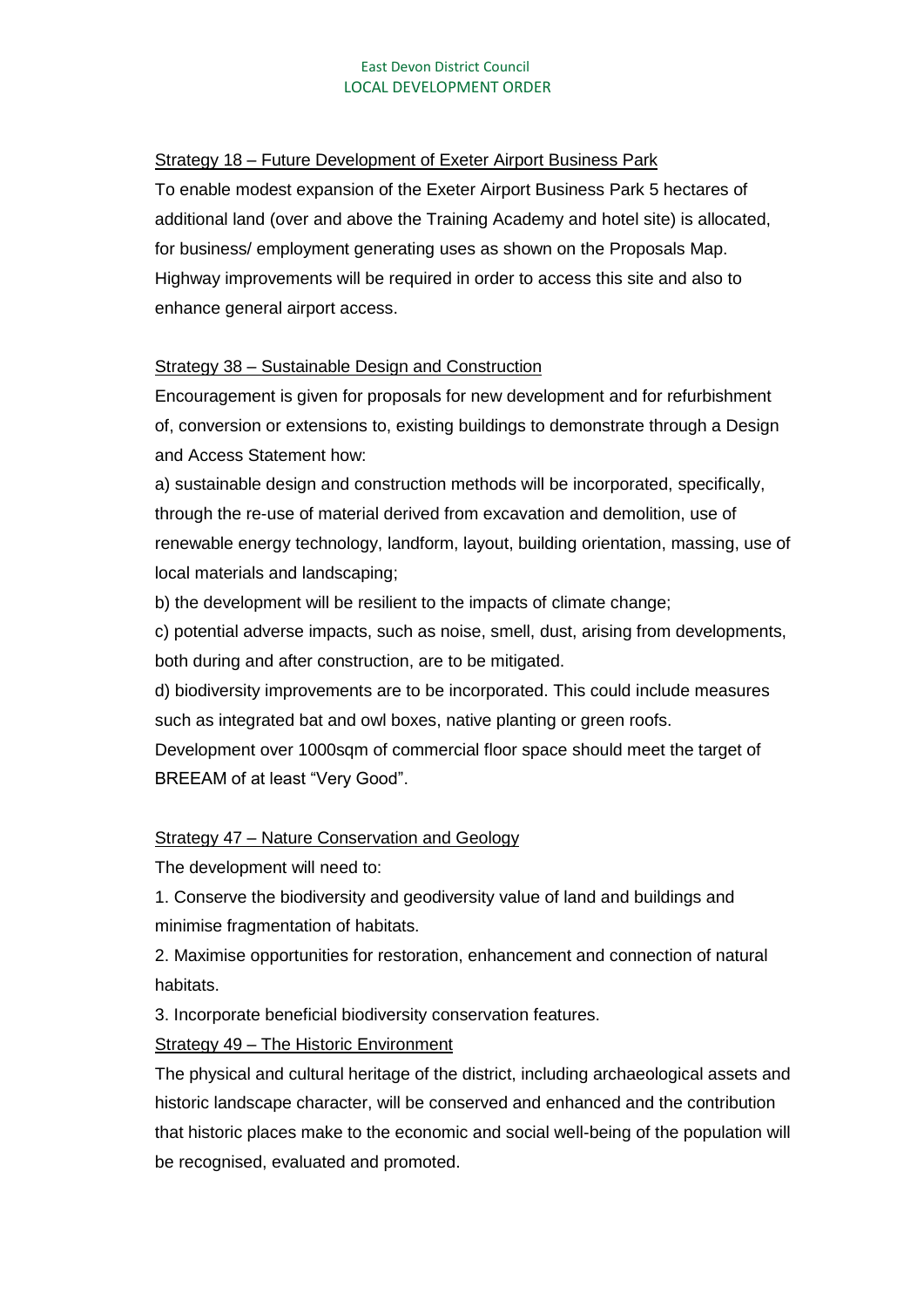Strategy 18 – Future Development of Exeter Airport Business Park

To enable modest expansion of the Exeter Airport Business Park 5 hectares of additional land (over and above the Training Academy and hotel site) is allocated, for business/ employment generating uses as shown on the Proposals Map. Highway improvements will be required in order to access this site and also to enhance general airport access.

Strategy 38 – Sustainable Design and Construction

Encouragement is given for proposals for new development and for refurbishment of, conversion or extensions to, existing buildings to demonstrate through a Design and Access Statement how:

a) sustainable design and construction methods will be incorporated, specifically, through the re-use of material derived from excavation and demolition, use of renewable energy technology, landform, layout, building orientation, massing, use of local materials and landscaping;

b) the development will be resilient to the impacts of climate change;

c) potential adverse impacts, such as noise, smell, dust, arising from developments, both during and after construction, are to be mitigated.

d) biodiversity improvements are to be incorporated. This could include measures such as integrated bat and owl boxes, native planting or green roofs.

Development over 1000sqm of commercial floor space should meet the target of BREEAM of at least "Very Good".

Strategy 47 – Nature Conservation and Geology

The development will need to:

1. Conserve the biodiversity and geodiversity value of land and buildings and minimise fragmentation of habitats.
2. Maximise opportunities for restoration, enhancement and connection of natural habitats.
3. Incorporate beneficial biodiversity conservation features.

Strategy 49 – The Historic Environment

The physical and cultural heritage of the district, including archaeological assets and historic landscape character, will be conserved and enhanced and the contribution that historic places make to the economic and social well-being of the population will be recognised, evaluated and promoted.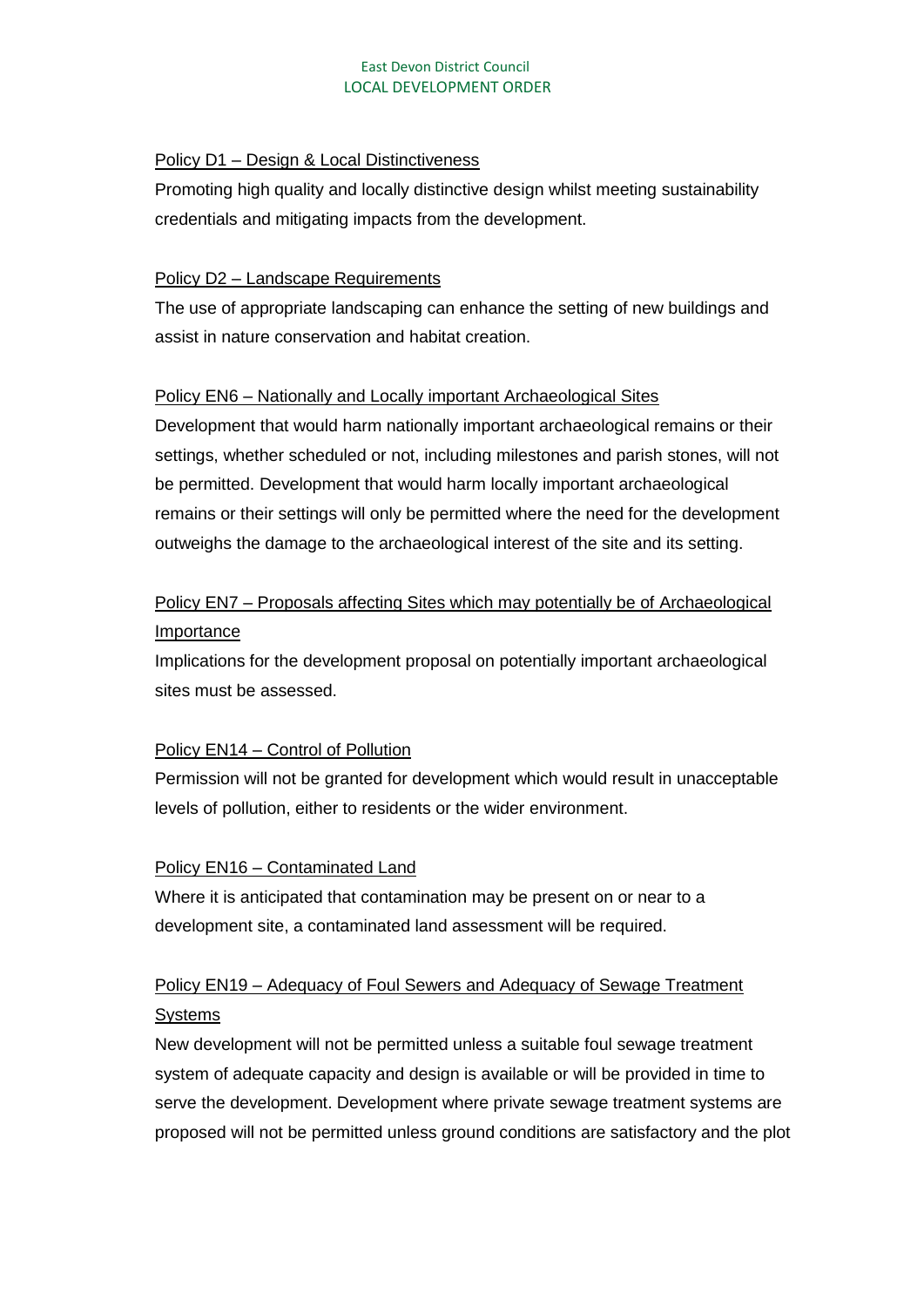Policy D1 – Design & Local Distinctiveness

Promoting high quality and locally distinctive design whilst meeting sustainability credentials and mitigating impacts from the development.

Policy D2 – Landscape Requirements

The use of appropriate landscaping can enhance the setting of new buildings and assist in nature conservation and habitat creation.

Policy EN6 – Nationally and Locally important Archaeological Sites

Development that would harm nationally important archaeological remains or their settings, whether scheduled or not, including milestones and parish stones, will not be permitted. Development that would harm locally important archaeological remains or their settings will only be permitted where the need for the development outweighs the damage to the archaeological interest of the site and its setting.

Policy EN7 – Proposals affecting Sites which may potentially be of Archaeological Importance

Implications for the development proposal on potentially important archaeological sites must be assessed.

Policy EN14 – Control of Pollution

Permission will not be granted for development which would result in unacceptable levels of pollution, either to residents or the wider environment.

Policy EN16 – Contaminated Land

Where it is anticipated that contamination may be present on or near to a development site, a contaminated land assessment will be required.

Policy EN19 – Adequacy of Foul Sewers and Adequacy of Sewage Treatment Systems

New development will not be permitted unless a suitable foul sewage treatment system of adequate capacity and design is available or will be provided in time to serve the development. Development where private sewage treatment systems are proposed will not be permitted unless ground conditions are satisfactory and the plot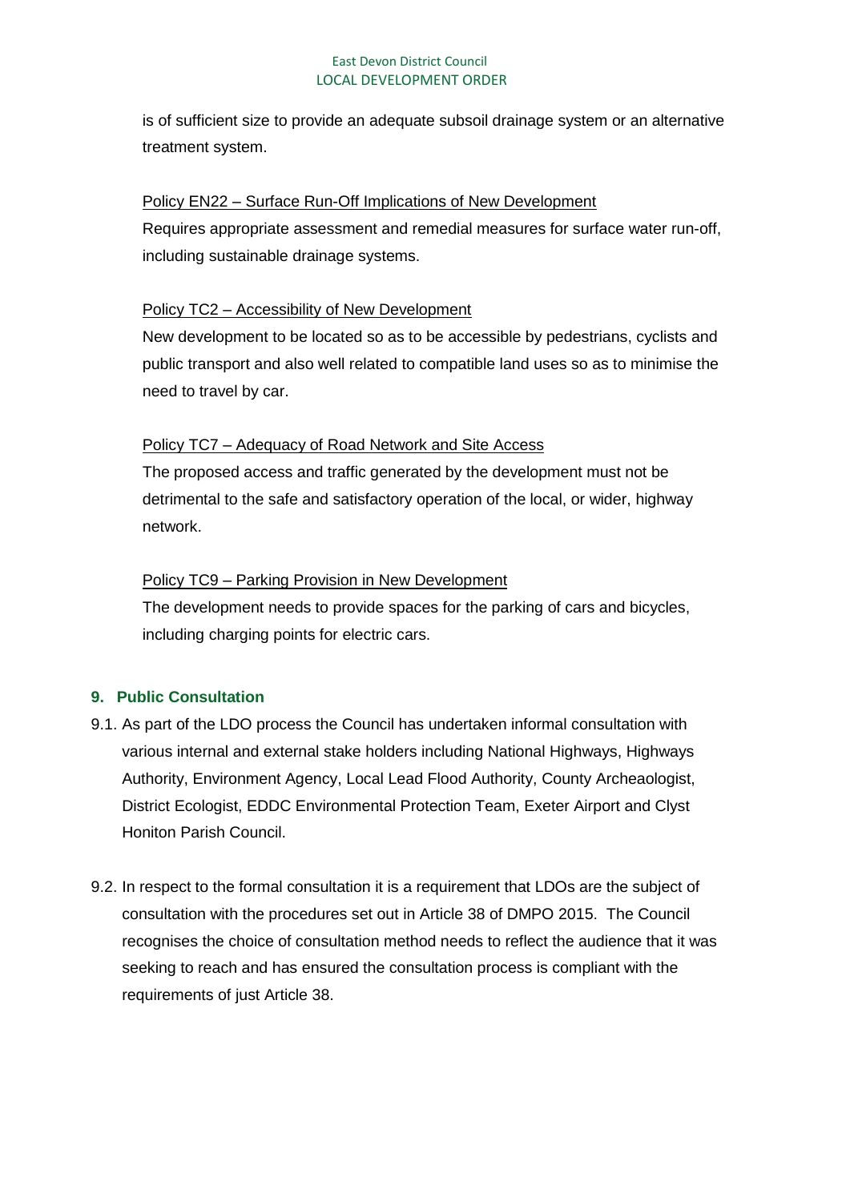is of sufficient size to provide an adequate subsoil drainage system or an alternative treatment system.

Policy EN22 – Surface Run-Off Implications of New Development
Requires appropriate assessment and remedial measures for surface water run-off, including sustainable drainage systems.

Policy TC2 – Accessibility of New Development
New development to be located so as to be accessible by pedestrians, cyclists and public transport and also well related to compatible land uses so as to minimise the need to travel by car.

Policy TC7 – Adequacy of Road Network and Site Access
The proposed access and traffic generated by the development must not be detrimental to the safe and satisfactory operation of the local, or wider, highway network.

Policy TC9 – Parking Provision in New Development
The development needs to provide spaces for the parking of cars and bicycles, including charging points for electric cars.

## 9. Public Consultation

9.1. As part of the LDO process the Council has undertaken informal consultation with various internal and external stake holders including National Highways, Highways Authority, Environment Agency, Local Lead Flood Authority, County Archeaologist, District Ecologist, EDDC Environmental Protection Team, Exeter Airport and Clyst Honiton Parish Council.

9.2. In respect to the formal consultation it is a requirement that LDOs are the subject of consultation with the procedures set out in Article 38 of DMPO 2015. The Council recognises the choice of consultation method needs to reflect the audience that it was seeking to reach and has ensured the consultation process is compliant with the requirements of just Article 38.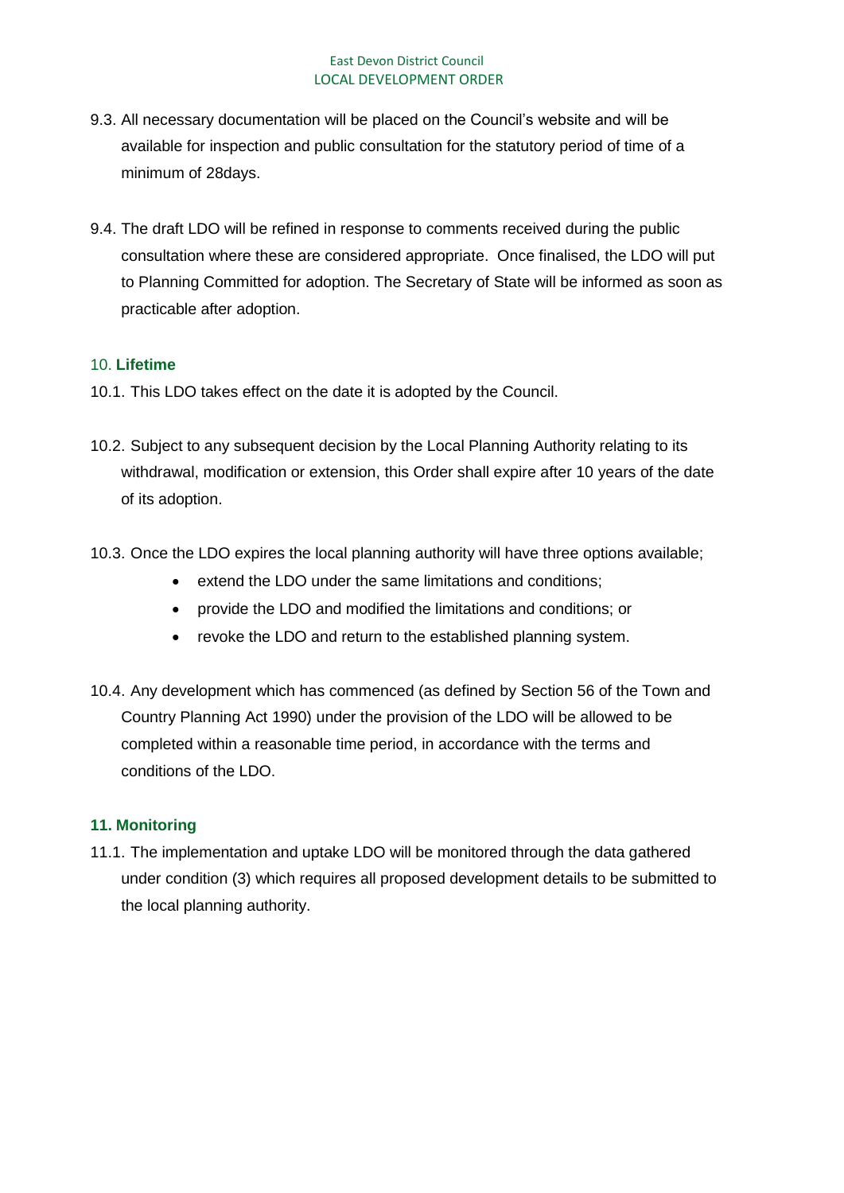9.3. All necessary documentation will be placed on the Council's website and will be available for inspection and public consultation for the statutory period of time of a minimum of 28days.

9.4. The draft LDO will be refined in response to comments received during the public consultation where these are considered appropriate. Once finalised, the LDO will put to Planning Committed for adoption. The Secretary of State will be informed as soon as practicable after adoption.

## 10. Lifetime

10.1. This LDO takes effect on the date it is adopted by the Council.

10.2. Subject to any subsequent decision by the Local Planning Authority relating to its withdrawal, modification or extension, this Order shall expire after 10 years of the date of its adoption.

10.3. Once the LDO expires the local planning authority will have three options available;

- extend the LDO under the same limitations and conditions;
- provide the LDO and modified the limitations and conditions; or
- revoke the LDO and return to the established planning system.

10.4. Any development which has commenced (as defined by Section 56 of the Town and Country Planning Act 1990) under the provision of the LDO will be allowed to be completed within a reasonable time period, in accordance with the terms and conditions of the LDO.

## 11. Monitoring

11.1. The implementation and uptake LDO will be monitored through the data gathered under condition (3) which requires all proposed development details to be submitted to the local planning authority.